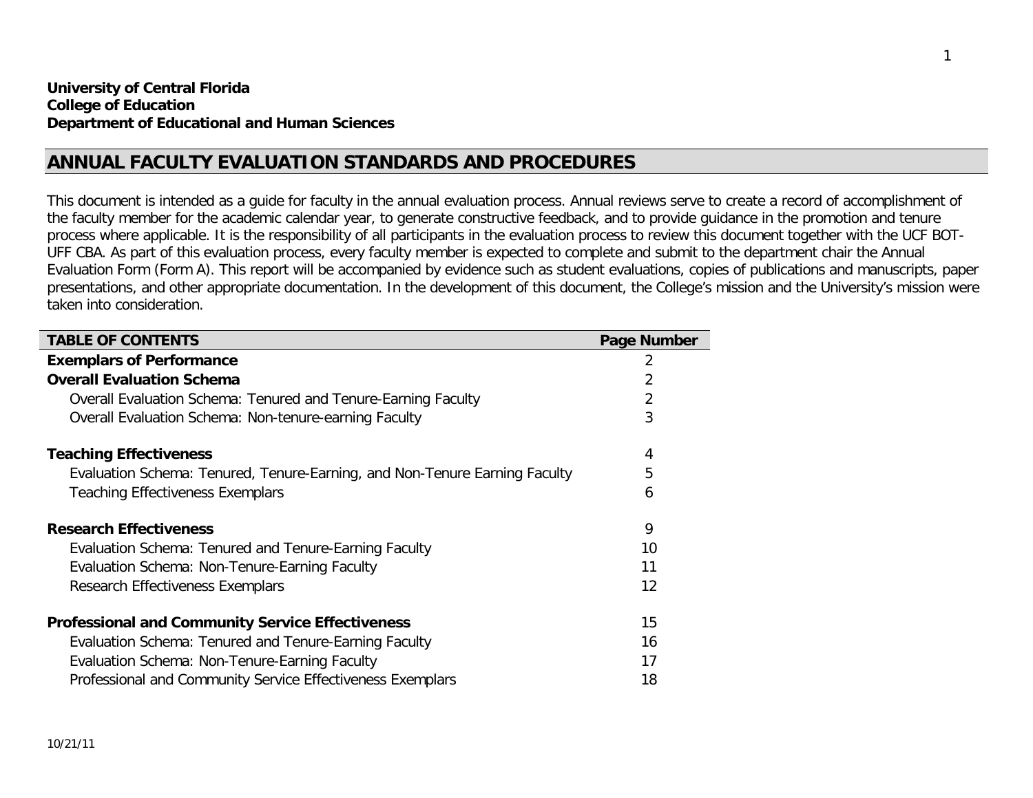**University of Central Florida**
**College of Education**
**Department of Educational and Human Sciences**

# ANNUAL FACULTY EVALUATION STANDARDS AND PROCEDURES

This document is intended as a guide for faculty in the annual evaluation process. Annual reviews serve to create a record of accomplishment of the faculty member for the academic calendar year, to generate constructive feedback, and to provide guidance in the promotion and tenure process where applicable. It is the responsibility of all participants in the evaluation process to review this document together with the UCF BOT-UFF CBA. As part of this evaluation process, every faculty member is expected to complete and submit to the department chair the Annual Evaluation Form (Form A). This report will be accompanied by evidence such as student evaluations, copies of publications and manuscripts, paper presentations, and other appropriate documentation. In the development of this document, the College's mission and the University's mission were taken into consideration.

| TABLE OF CONTENTS | Page Number |
|---|---|
| **Exemplars of Performance** | 2 |
| **Overall Evaluation Schema** | 2 |
| Overall Evaluation Schema: Tenured and Tenure-Earning Faculty | 2 |
| Overall Evaluation Schema: Non-tenure-earning Faculty | 3 |
| **Teaching Effectiveness** | 4 |
| Evaluation Schema: Tenured, Tenure-Earning, and Non-Tenure Earning Faculty | 5 |
| Teaching Effectiveness Exemplars | 6 |
| **Research Effectiveness** | 9 |
| Evaluation Schema: Tenured and Tenure-Earning Faculty | 10 |
| Evaluation Schema: Non-Tenure-Earning Faculty | 11 |
| Research Effectiveness Exemplars | 12 |
| **Professional and Community Service Effectiveness** | 15 |
| Evaluation Schema: Tenured and Tenure-Earning Faculty | 16 |
| Evaluation Schema: Non-Tenure-Earning Faculty | 17 |
| Professional and Community Service Effectiveness Exemplars | 18 |

10/21/11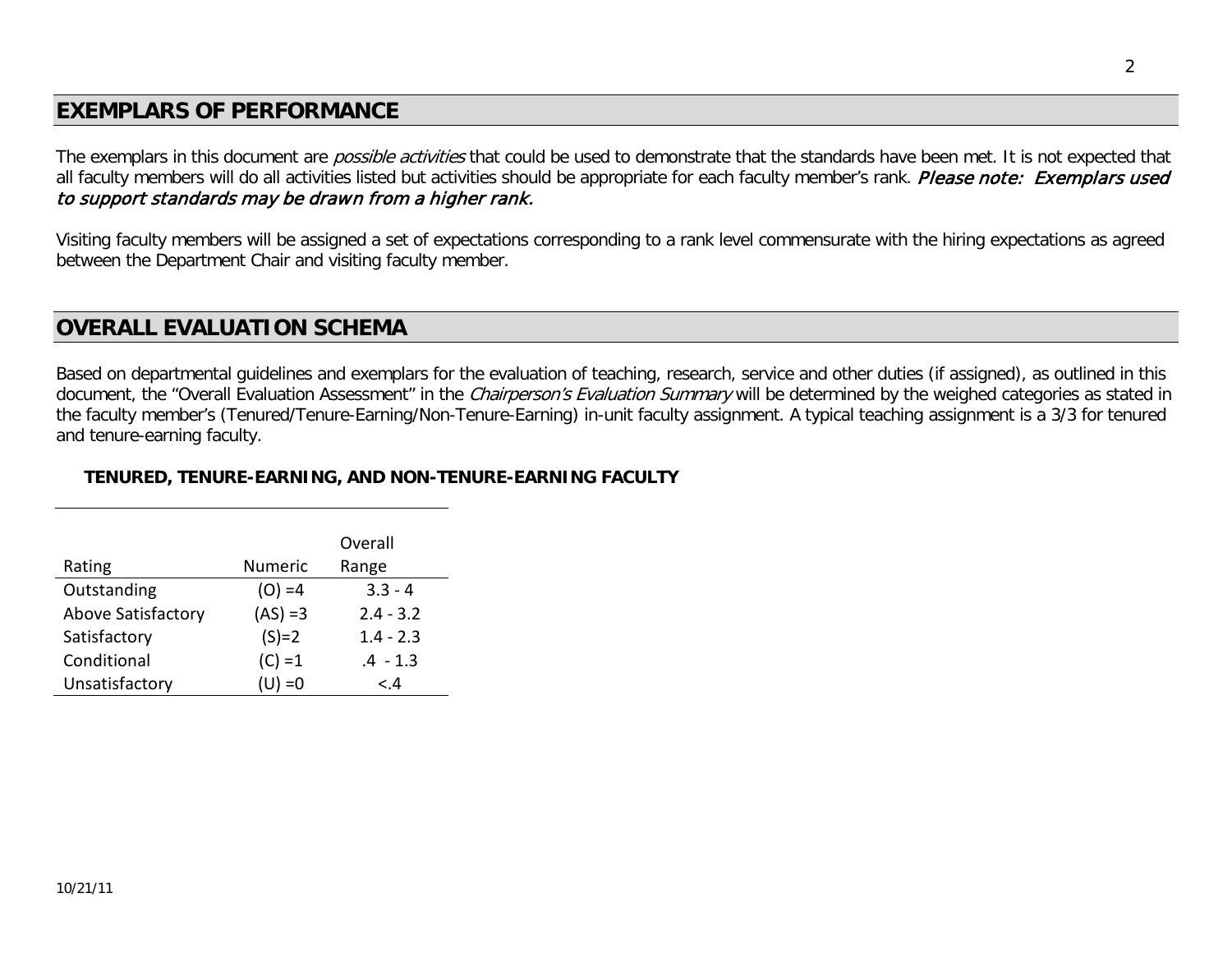## EXEMPLARS OF PERFORMANCE

The exemplars in this document are *possible activities* that could be used to demonstrate that the standards have been met. It is not expected that all faculty members will do all activities listed but activities should be appropriate for each faculty member's rank. ***Please note: Exemplars used to support standards may be drawn from a higher rank.***

Visiting faculty members will be assigned a set of expectations corresponding to a rank level commensurate with the hiring expectations as agreed between the Department Chair and visiting faculty member.

## OVERALL EVALUATION SCHEMA

Based on departmental guidelines and exemplars for the evaluation of teaching, research, service and other duties (if assigned), as outlined in this document, the "Overall Evaluation Assessment" in the *Chairperson's Evaluation Summary* will be determined by the weighed categories as stated in the faculty member's (Tenured/Tenure-Earning/Non-Tenure-Earning) in-unit faculty assignment. A typical teaching assignment is a 3/3 for tenured and tenure-earning faculty.

**TENURED, TENURE-EARNING, AND NON-TENURE-EARNING FACULTY**

| Rating | Numeric | Overall Range |
|---|---|---|
| Outstanding | (O) =4 | 3.3 - 4 |
| Above Satisfactory | (AS) =3 | 2.4 - 3.2 |
| Satisfactory | (S)=2 | 1.4 - 2.3 |
| Conditional | (C) =1 | .4 - 1.3 |
| Unsatisfactory | (U) =0 | <.4 |

10/21/11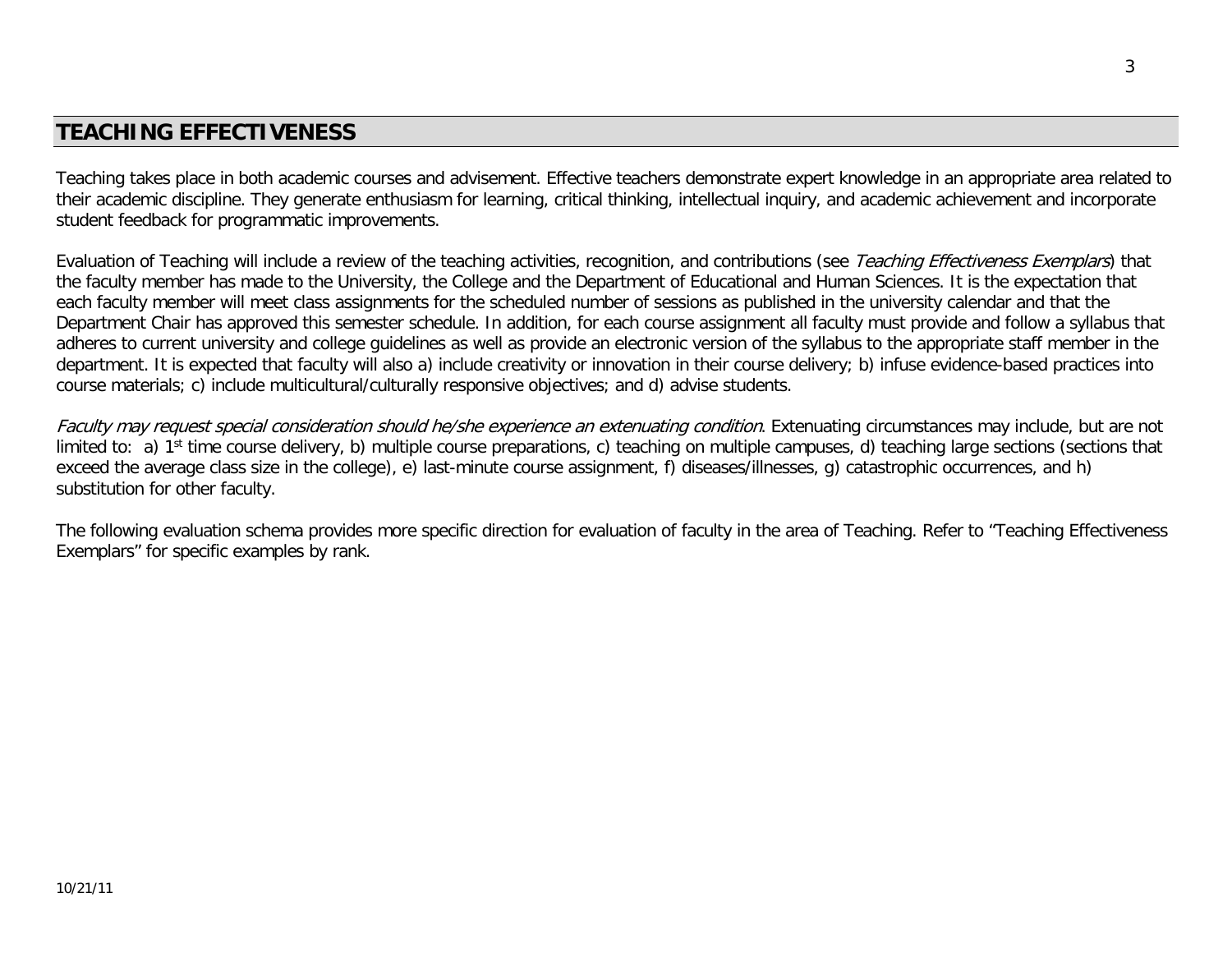## TEACHING EFFECTIVENESS

Teaching takes place in both academic courses and advisement. Effective teachers demonstrate expert knowledge in an appropriate area related to their academic discipline. They generate enthusiasm for learning, critical thinking, intellectual inquiry, and academic achievement and incorporate student feedback for programmatic improvements.

Evaluation of Teaching will include a review of the teaching activities, recognition, and contributions (see *Teaching Effectiveness Exemplars*) that the faculty member has made to the University, the College and the Department of Educational and Human Sciences. It is the expectation that each faculty member will meet class assignments for the scheduled number of sessions as published in the university calendar and that the Department Chair has approved this semester schedule. In addition, for each course assignment all faculty must provide and follow a syllabus that adheres to current university and college guidelines as well as provide an electronic version of the syllabus to the appropriate staff member in the department. It is expected that faculty will also a) include creativity or innovation in their course delivery; b) infuse evidence-based practices into course materials; c) include multicultural/culturally responsive objectives; and d) advise students.

*Faculty may request special consideration should he/she experience an extenuating condition*. Extenuating circumstances may include, but are not limited to: a) 1st time course delivery, b) multiple course preparations, c) teaching on multiple campuses, d) teaching large sections (sections that exceed the average class size in the college), e) last-minute course assignment, f) diseases/illnesses, g) catastrophic occurrences, and h) substitution for other faculty.

The following evaluation schema provides more specific direction for evaluation of faculty in the area of Teaching. Refer to "Teaching Effectiveness Exemplars" for specific examples by rank.

10/21/11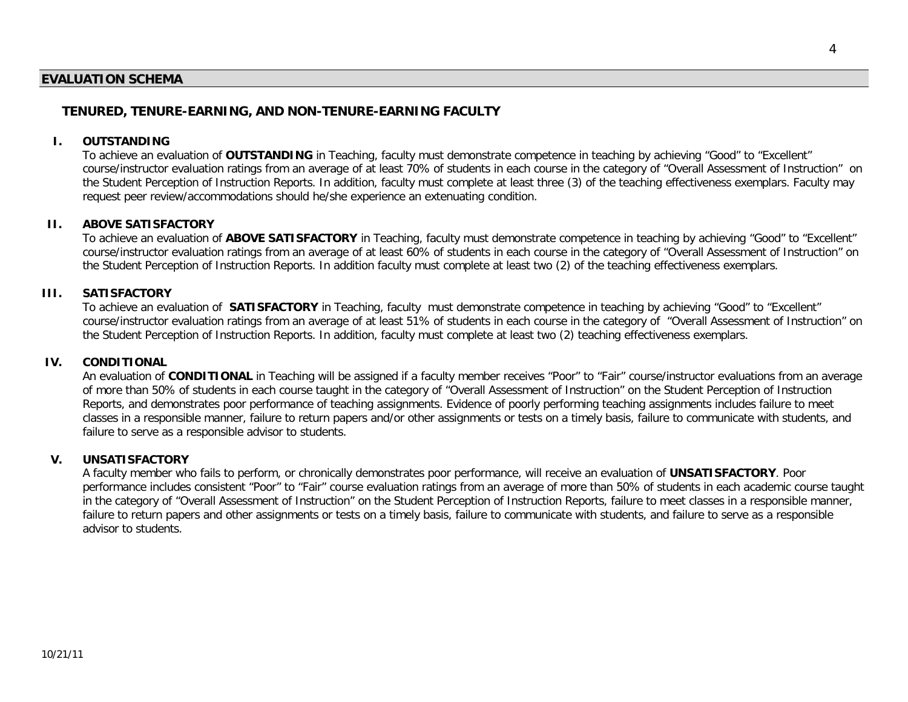## EVALUATION SCHEMA

### TENURED, TENURE-EARNING, AND NON-TENURE-EARNING FACULTY

**I. OUTSTANDING**

To achieve an evaluation of **OUTSTANDING** in Teaching, faculty must demonstrate competence in teaching by achieving "Good" to "Excellent" course/instructor evaluation ratings from an average of at least 70% of students in each course in the category of "Overall Assessment of Instruction" on the Student Perception of Instruction Reports. In addition, faculty must complete at least three (3) of the teaching effectiveness exemplars. Faculty may request peer review/accommodations should he/she experience an extenuating condition.

**II. ABOVE SATISFACTORY**

To achieve an evaluation of **ABOVE SATISFACTORY** in Teaching, faculty must demonstrate competence in teaching by achieving "Good" to "Excellent" course/instructor evaluation ratings from an average of at least 60% of students in each course in the category of "Overall Assessment of Instruction" on the Student Perception of Instruction Reports. In addition faculty must complete at least two (2) of the teaching effectiveness exemplars.

**III. SATISFACTORY**

To achieve an evaluation of **SATISFACTORY** in Teaching, faculty must demonstrate competence in teaching by achieving "Good" to "Excellent" course/instructor evaluation ratings from an average of at least 51% of students in each course in the category of "Overall Assessment of Instruction" on the Student Perception of Instruction Reports. In addition, faculty must complete at least two (2) teaching effectiveness exemplars.

**IV. CONDITIONAL**

An evaluation of **CONDITIONAL** in Teaching will be assigned if a faculty member receives "Poor" to "Fair" course/instructor evaluations from an average of more than 50% of students in each course taught in the category of "Overall Assessment of Instruction" on the Student Perception of Instruction Reports, and demonstrates poor performance of teaching assignments. Evidence of poorly performing teaching assignments includes failure to meet classes in a responsible manner, failure to return papers and/or other assignments or tests on a timely basis, failure to communicate with students, and failure to serve as a responsible advisor to students.

**V. UNSATISFACTORY**

A faculty member who fails to perform, or chronically demonstrates poor performance, will receive an evaluation of **UNSATISFACTORY**. Poor performance includes consistent "Poor" to "Fair" course evaluation ratings from an average of more than 50% of students in each academic course taught in the category of "Overall Assessment of Instruction" on the Student Perception of Instruction Reports, failure to meet classes in a responsible manner, failure to return papers and other assignments or tests on a timely basis, failure to communicate with students, and failure to serve as a responsible advisor to students.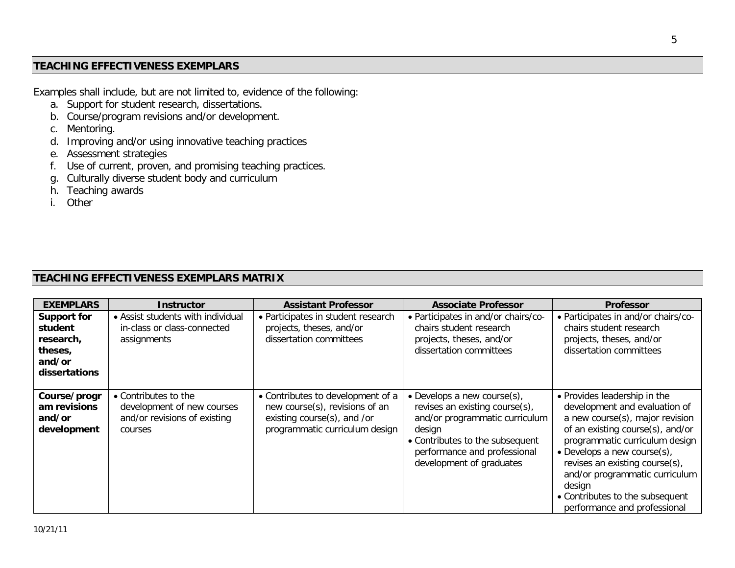## TEACHING EFFECTIVENESS EXEMPLARS

Examples shall include, but are not limited to, evidence of the following:

a. Support for student research, dissertations.
b. Course/program revisions and/or development.
c. Mentoring.
d. Improving and/or using innovative teaching practices
e. Assessment strategies
f. Use of current, proven, and promising teaching practices.
g. Culturally diverse student body and curriculum
h. Teaching awards
i. Other

## TEACHING EFFECTIVENESS EXEMPLARS MATRIX

| EXEMPLARS | Instructor | Assistant Professor | Associate Professor | Professor |
|---|---|---|---|---|
| **Support for student research, theses, and/or dissertations** | • Assist students with individual in-class or class-connected assignments | • Participates in student research projects, theses, and/or dissertation committees | • Participates in and/or chairs/co-chairs student research projects, theses, and/or dissertation committees | • Participates in and/or chairs/co-chairs student research projects, theses, and/or dissertation committees |
| **Course/program revisions and/or development** | • Contributes to the development of new courses and/or revisions of existing courses | • Contributes to development of a new course(s), revisions of an existing course(s), and /or programmatic curriculum design | • Develops a new course(s), revises an existing course(s), and/or programmatic curriculum design<br>• Contributes to the subsequent performance and professional development of graduates | • Provides leadership in the development and evaluation of a new course(s), major revision of an existing course(s), and/or programmatic curriculum design<br>• Develops a new course(s), revises an existing course(s), and/or programmatic curriculum design<br>• Contributes to the subsequent performance and professional |

10/21/11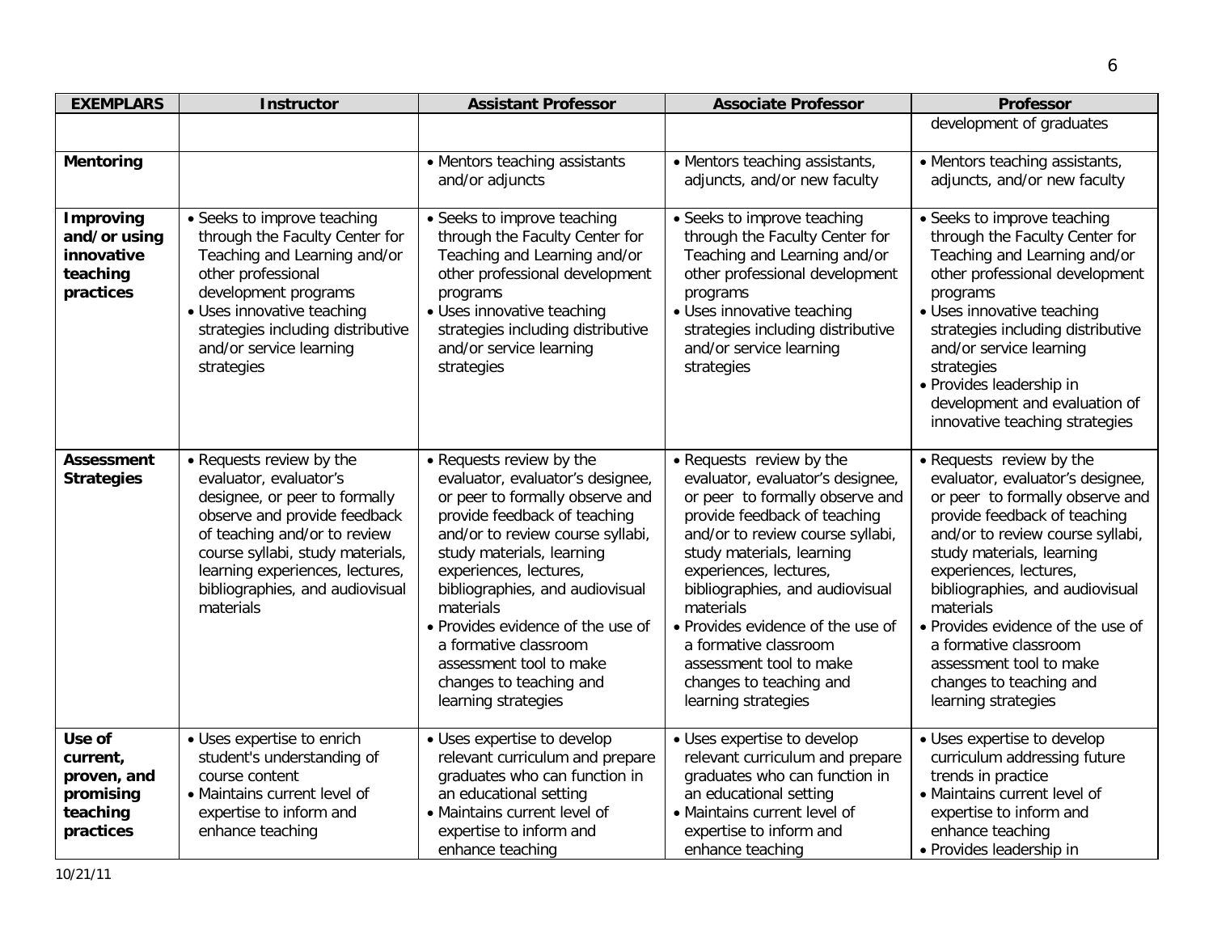| EXEMPLARS | Instructor | Assistant Professor | Associate Professor | Professor |
|---|---|---|---|---|
| | | | | development of graduates |
| **Mentoring** | | • Mentors teaching assistants and/or adjuncts | • Mentors teaching assistants, adjuncts, and/or new faculty | • Mentors teaching assistants, adjuncts, and/or new faculty |
| **Improving and/or using innovative teaching practices** | • Seeks to improve teaching through the Faculty Center for Teaching and Learning and/or other professional development programs<br>• Uses innovative teaching strategies including distributive and/or service learning strategies | • Seeks to improve teaching through the Faculty Center for Teaching and Learning and/or other professional development programs<br>• Uses innovative teaching strategies including distributive and/or service learning strategies | • Seeks to improve teaching through the Faculty Center for Teaching and Learning and/or other professional development programs<br>• Uses innovative teaching strategies including distributive and/or service learning strategies | • Seeks to improve teaching through the Faculty Center for Teaching and Learning and/or other professional development programs<br>• Uses innovative teaching strategies including distributive and/or service learning strategies<br>• Provides leadership in development and evaluation of innovative teaching strategies |
| **Assessment Strategies** | • Requests review by the evaluator, evaluator's designee, or peer to formally observe and provide feedback of teaching and/or to review course syllabi, study materials, learning experiences, lectures, bibliographies, and audiovisual materials | • Requests review by the evaluator, evaluator's designee, or peer to formally observe and provide feedback of teaching and/or to review course syllabi, study materials, learning experiences, lectures, bibliographies, and audiovisual materials<br>• Provides evidence of the use of a formative classroom assessment tool to make changes to teaching and learning strategies | • Requests review by the evaluator, evaluator's designee, or peer to formally observe and provide feedback of teaching and/or to review course syllabi, study materials, learning experiences, lectures, bibliographies, and audiovisual materials<br>• Provides evidence of the use of a formative classroom assessment tool to make changes to teaching and learning strategies | • Requests review by the evaluator, evaluator's designee, or peer to formally observe and provide feedback of teaching and/or to review course syllabi, study materials, learning experiences, lectures, bibliographies, and audiovisual materials<br>• Provides evidence of the use of a formative classroom assessment tool to make changes to teaching and learning strategies |
| **Use of current, proven, and promising teaching practices** | • Uses expertise to enrich student's understanding of course content<br>• Maintains current level of expertise to inform and enhance teaching | • Uses expertise to develop relevant curriculum and prepare graduates who can function in an educational setting<br>• Maintains current level of expertise to inform and enhance teaching | • Uses expertise to develop relevant curriculum and prepare graduates who can function in an educational setting<br>• Maintains current level of expertise to inform and enhance teaching | • Uses expertise to develop curriculum addressing future trends in practice<br>• Maintains current level of expertise to inform and enhance teaching<br>• Provides leadership in |

10/21/11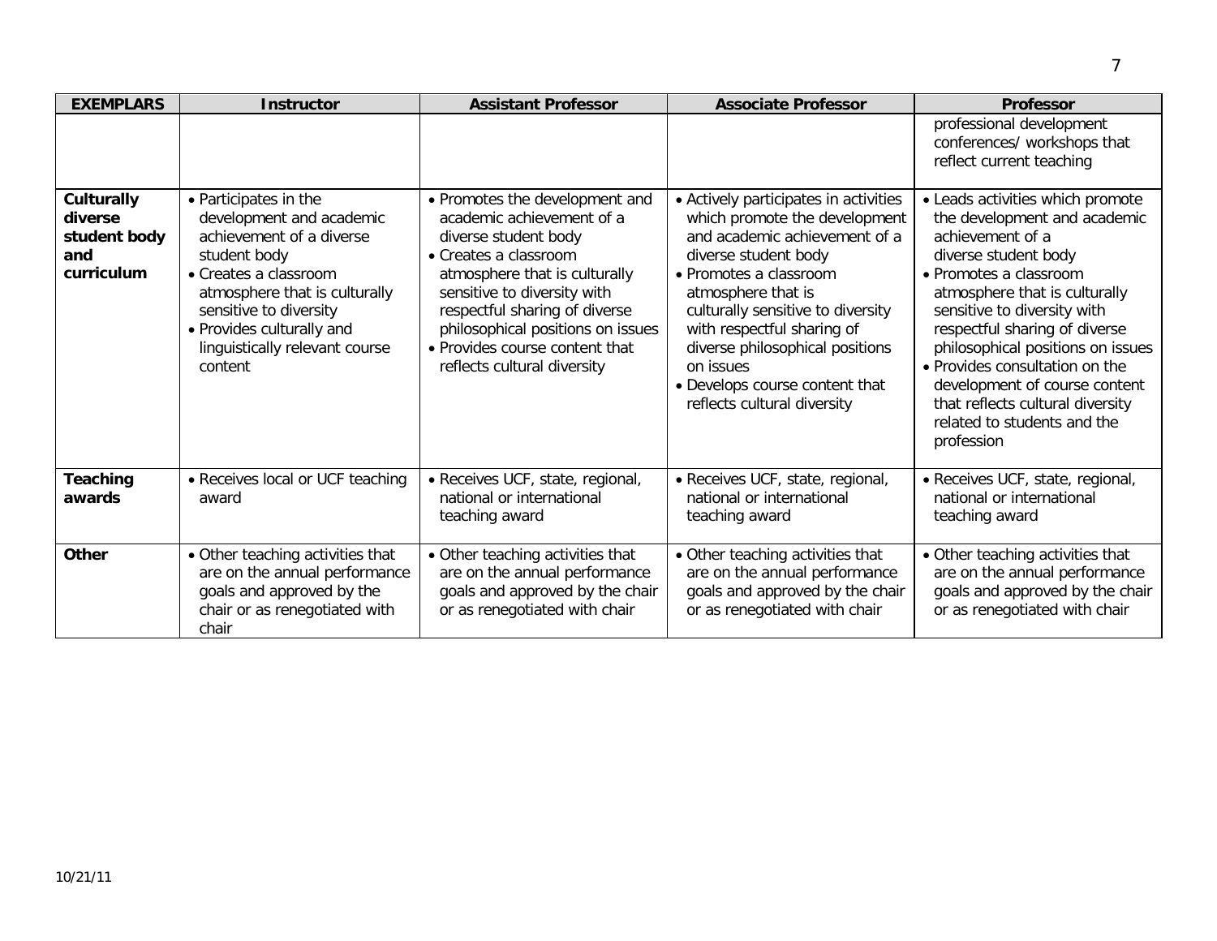| EXEMPLARS | Instructor | Assistant Professor | Associate Professor | Professor |
|---|---|---|---|---|
| | | | | professional development conferences/ workshops that reflect current teaching |
| **Culturally diverse student body and curriculum** | • Participates in the development and academic achievement of a diverse student body<br>• Creates a classroom atmosphere that is culturally sensitive to diversity<br>• Provides culturally and linguistically relevant course content | • Promotes the development and academic achievement of a diverse student body<br>• Creates a classroom atmosphere that is culturally sensitive to diversity with respectful sharing of diverse philosophical positions on issues<br>• Provides course content that reflects cultural diversity | • Actively participates in activities which promote the development and academic achievement of a diverse student body<br>• Promotes a classroom atmosphere that is culturally sensitive to diversity with respectful sharing of diverse philosophical positions on issues<br>• Develops course content that reflects cultural diversity | • Leads activities which promote the development and academic achievement of a diverse student body<br>• Promotes a classroom atmosphere that is culturally sensitive to diversity with respectful sharing of diverse philosophical positions on issues<br>• Provides consultation on the development of course content that reflects cultural diversity related to students and the profession |
| **Teaching awards** | • Receives local or UCF teaching award | • Receives UCF, state, regional, national or international teaching award | • Receives UCF, state, regional, national or international teaching award | • Receives UCF, state, regional, national or international teaching award |
| **Other** | • Other teaching activities that are on the annual performance goals and approved by the chair or as renegotiated with chair | • Other teaching activities that are on the annual performance goals and approved by the chair or as renegotiated with chair | • Other teaching activities that are on the annual performance goals and approved by the chair or as renegotiated with chair | • Other teaching activities that are on the annual performance goals and approved by the chair or as renegotiated with chair |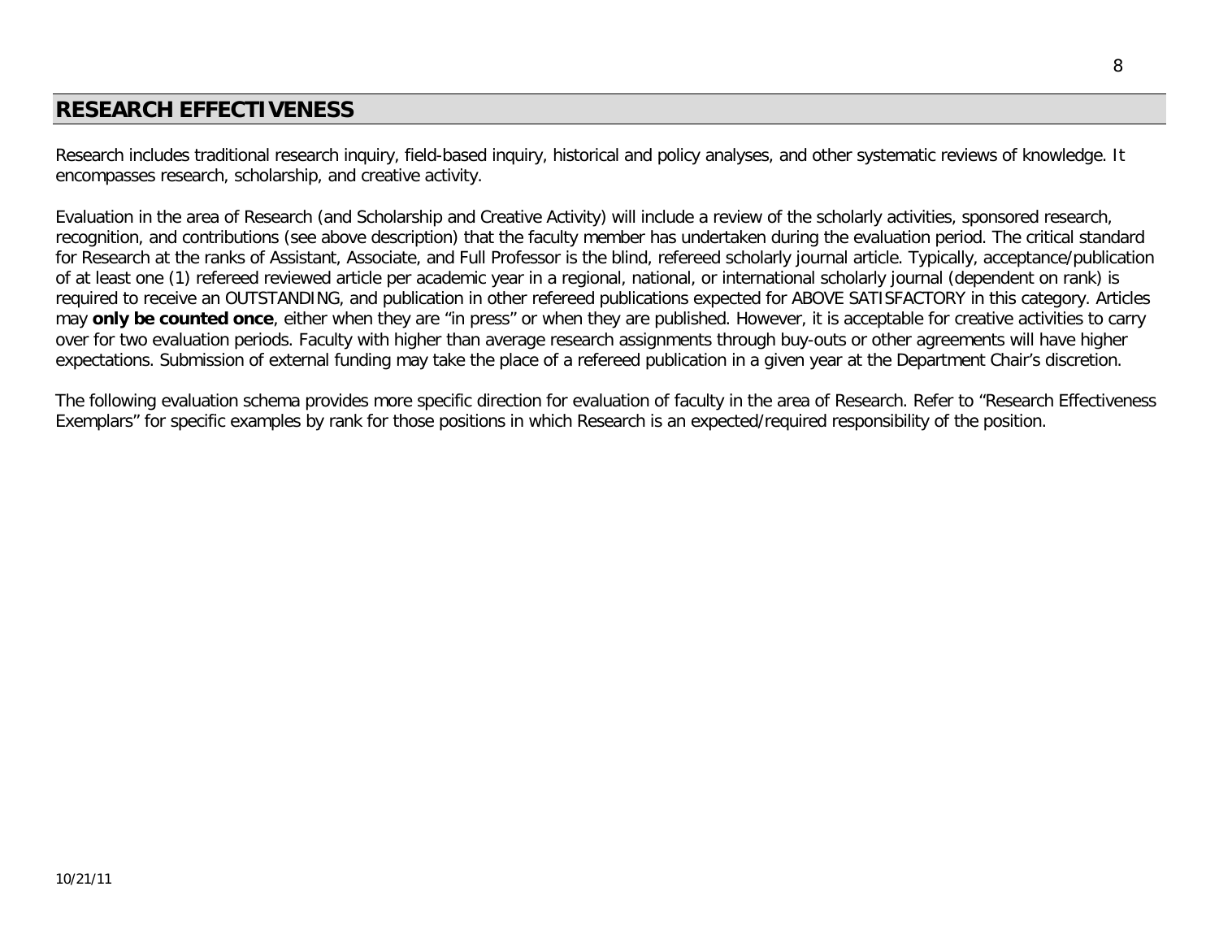## RESEARCH EFFECTIVENESS

Research includes traditional research inquiry, field-based inquiry, historical and policy analyses, and other systematic reviews of knowledge. It encompasses research, scholarship, and creative activity.

Evaluation in the area of Research (and Scholarship and Creative Activity) will include a review of the scholarly activities, sponsored research, recognition, and contributions (see above description) that the faculty member has undertaken during the evaluation period. The critical standard for Research at the ranks of Assistant, Associate, and Full Professor is the blind, refereed scholarly journal article. Typically, acceptance/publication of at least one (1) refereed reviewed article per academic year in a regional, national, or international scholarly journal (dependent on rank) is required to receive an OUTSTANDING, and publication in other refereed publications expected for ABOVE SATISFACTORY in this category. Articles may **only be counted once**, either when they are "in press" or when they are published. However, it is acceptable for creative activities to carry over for two evaluation periods. Faculty with higher than average research assignments through buy-outs or other agreements will have higher expectations. Submission of external funding may take the place of a refereed publication in a given year at the Department Chair's discretion.

The following evaluation schema provides more specific direction for evaluation of faculty in the area of Research. Refer to "Research Effectiveness Exemplars" for specific examples by rank for those positions in which Research is an expected/required responsibility of the position.

10/21/11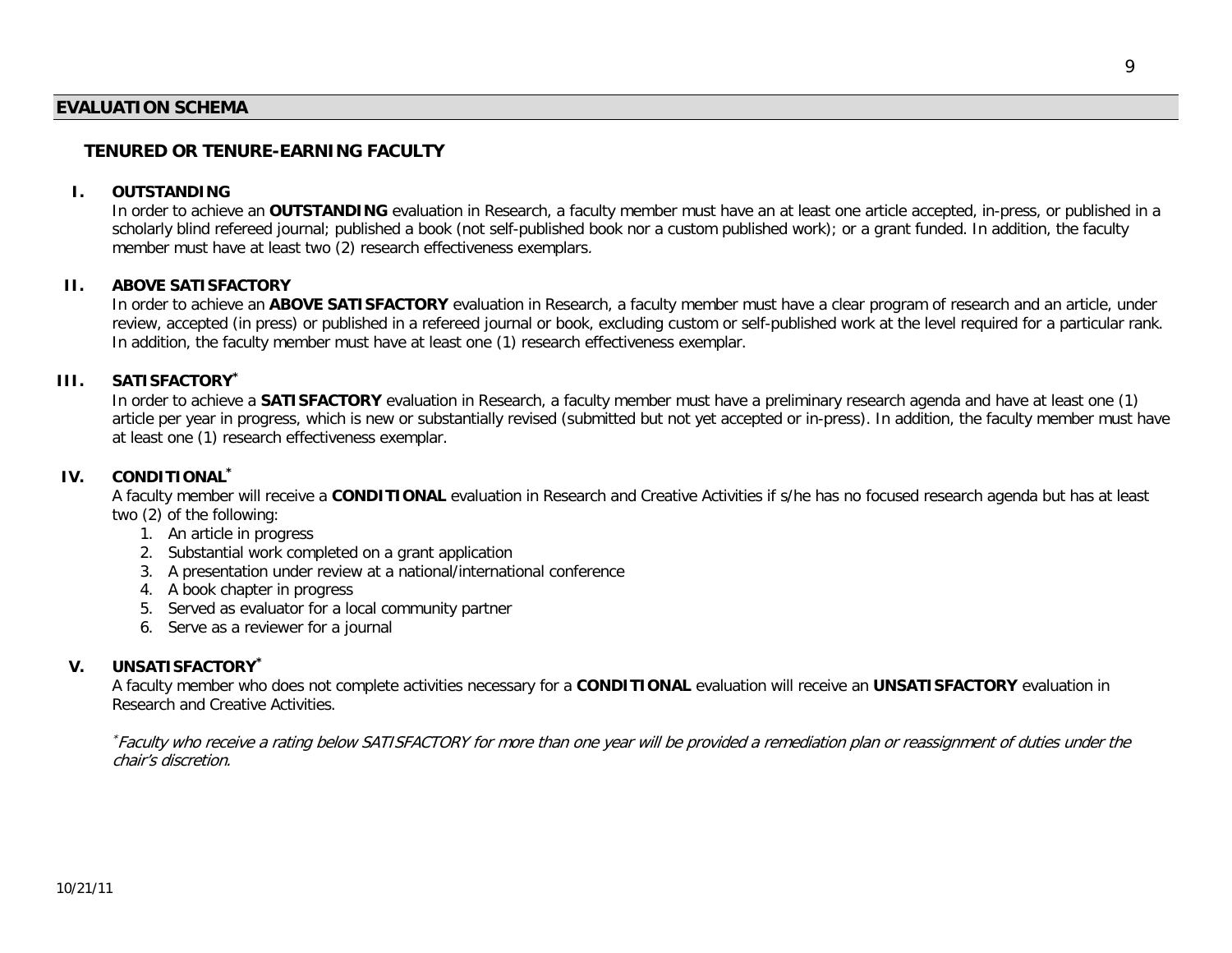## EVALUATION SCHEMA

### TENURED OR TENURE-EARNING FACULTY

**I. OUTSTANDING**

In order to achieve an **OUTSTANDING** evaluation in Research, a faculty member must have an at least one article accepted, in-press, or published in a scholarly blind refereed journal; published a book (not self-published book nor a custom published work); or a grant funded. In addition, the faculty member must have at least two (2) research effectiveness exemplars.

**II. ABOVE SATISFACTORY**

In order to achieve an **ABOVE SATISFACTORY** evaluation in Research, a faculty member must have a clear program of research and an article, under review, accepted (in press) or published in a refereed journal or book, excluding custom or self-published work at the level required for a particular rank. In addition, the faculty member must have at least one (1) research effectiveness exemplar.

**III. SATISFACTORY***

In order to achieve a **SATISFACTORY** evaluation in Research, a faculty member must have a preliminary research agenda and have at least one (1) article per year in progress, which is new or substantially revised (submitted but not yet accepted or in-press). In addition, the faculty member must have at least one (1) research effectiveness exemplar.

**IV. CONDITIONAL***

A faculty member will receive a **CONDITIONAL** evaluation in Research and Creative Activities if s/he has no focused research agenda but has at least two (2) of the following:

1. An article in progress
2. Substantial work completed on a grant application
3. A presentation under review at a national/international conference
4. A book chapter in progress
5. Served as evaluator for a local community partner
6. Serve as a reviewer for a journal

**V. UNSATISFACTORY***

A faculty member who does not complete activities necessary for a **CONDITIONAL** evaluation will receive an **UNSATISFACTORY** evaluation in Research and Creative Activities.

*\*Faculty who receive a rating below SATISFACTORY for more than one year will be provided a remediation plan or reassignment of duties under the chair's discretion.*

10/21/11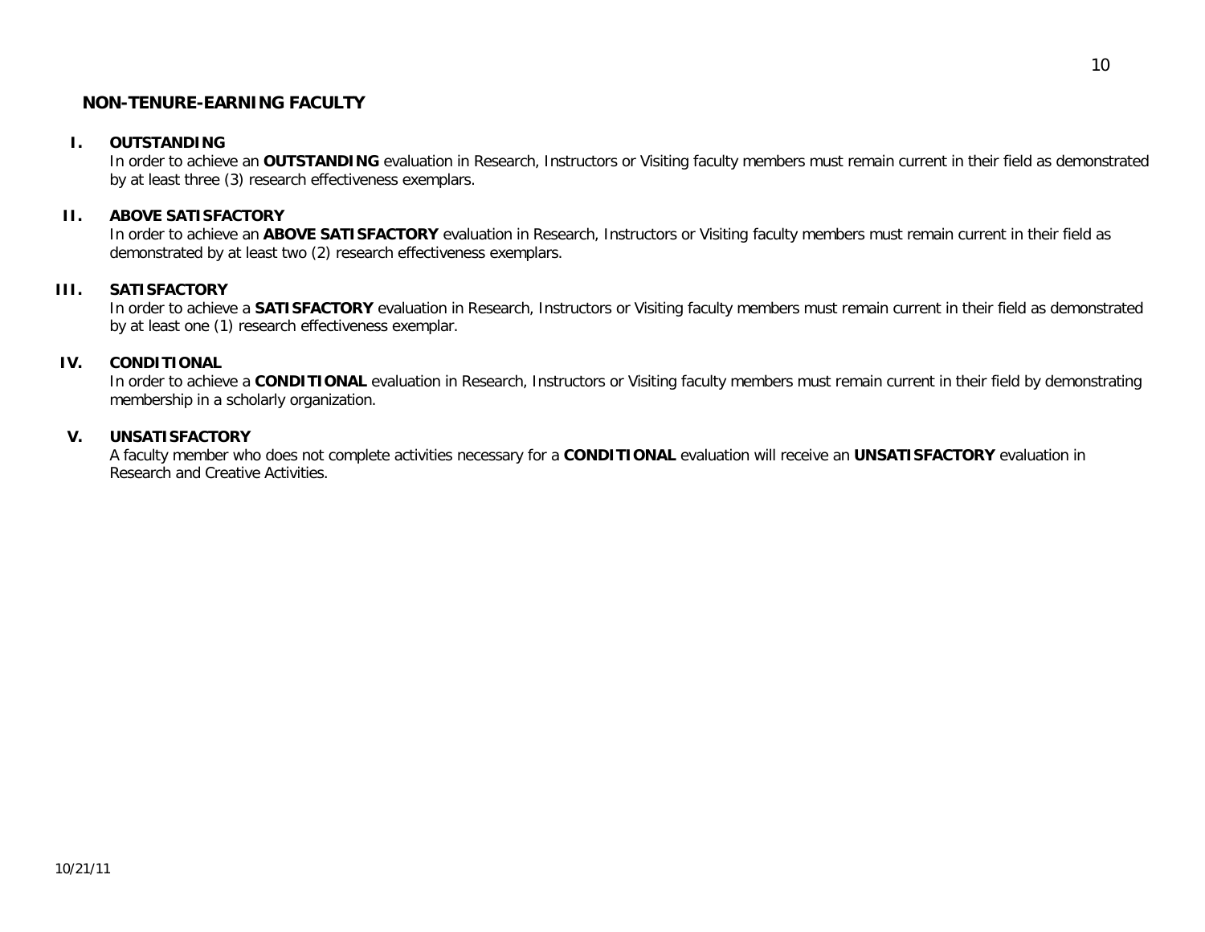## NON-TENURE-EARNING FACULTY

**I. OUTSTANDING**

In order to achieve an **OUTSTANDING** evaluation in Research, Instructors or Visiting faculty members must remain current in their field as demonstrated by at least three (3) research effectiveness exemplars.

**II. ABOVE SATISFACTORY**

In order to achieve an **ABOVE SATISFACTORY** evaluation in Research, Instructors or Visiting faculty members must remain current in their field as demonstrated by at least two (2) research effectiveness exemplars.

**III. SATISFACTORY**

In order to achieve a **SATISFACTORY** evaluation in Research, Instructors or Visiting faculty members must remain current in their field as demonstrated by at least one (1) research effectiveness exemplar.

**IV. CONDITIONAL**

In order to achieve a **CONDITIONAL** evaluation in Research, Instructors or Visiting faculty members must remain current in their field by demonstrating membership in a scholarly organization.

**V. UNSATISFACTORY**

A faculty member who does not complete activities necessary for a **CONDITIONAL** evaluation will receive an **UNSATISFACTORY** evaluation in Research and Creative Activities.

10/21/11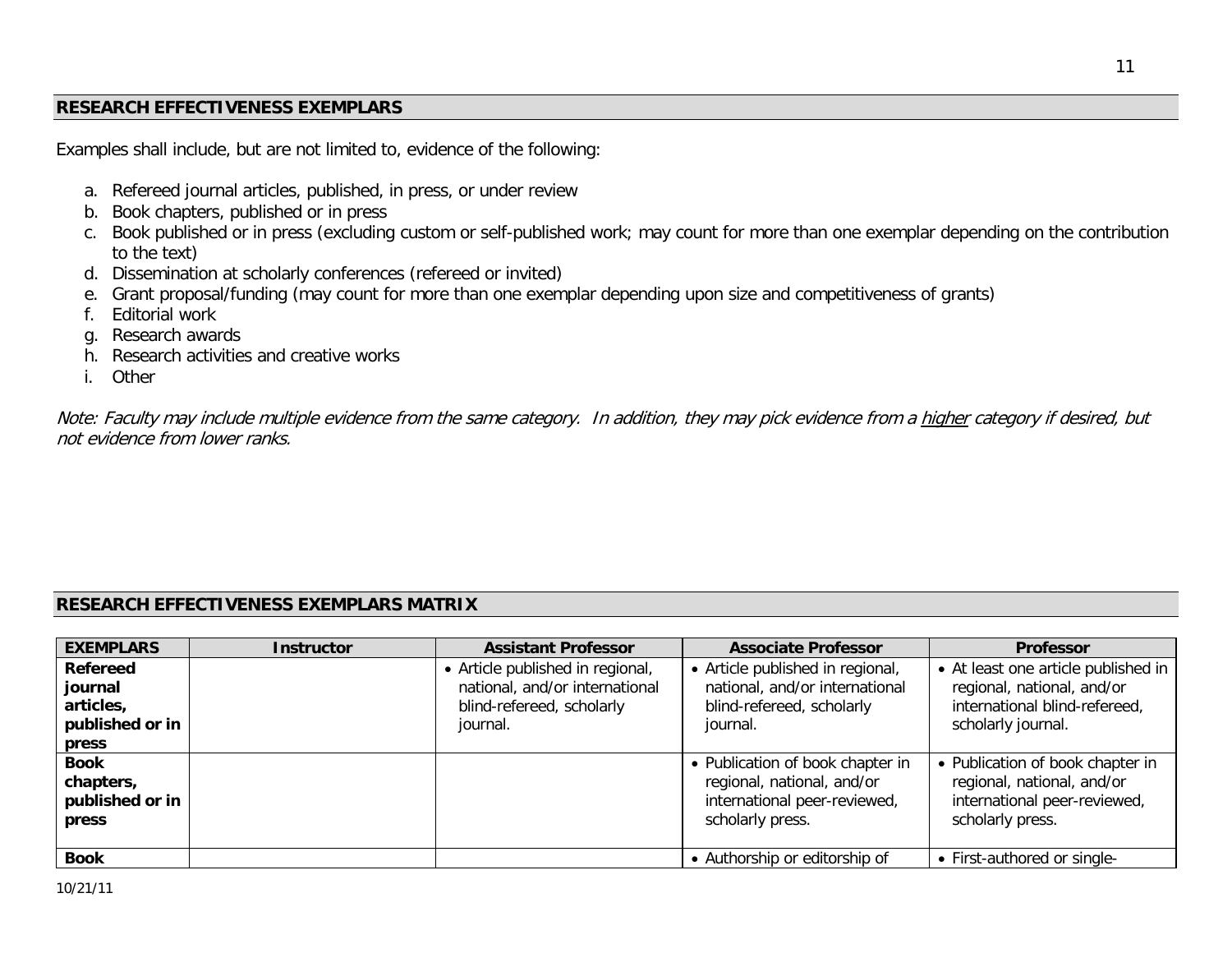## RESEARCH EFFECTIVENESS EXEMPLARS

Examples shall include, but are not limited to, evidence of the following:

a. Refereed journal articles, published, in press, or under review
b. Book chapters, published or in press
c. Book published or in press (excluding custom or self-published work; may count for more than one exemplar depending on the contribution to the text)
d. Dissemination at scholarly conferences (refereed or invited)
e. Grant proposal/funding (may count for more than one exemplar depending upon size and competitiveness of grants)
f. Editorial work
g. Research awards
h. Research activities and creative works
i. Other

*Note: Faculty may include multiple evidence from the same category. In addition, they may pick evidence from a higher category if desired, but not evidence from lower ranks.*

## RESEARCH EFFECTIVENESS EXEMPLARS MATRIX

| EXEMPLARS | Instructor | Assistant Professor | Associate Professor | Professor |
|---|---|---|---|---|
| **Refereed journal articles, published or in press** | | • Article published in regional, national, and/or international blind-refereed, scholarly journal. | • Article published in regional, national, and/or international blind-refereed, scholarly journal. | • At least one article published in regional, national, and/or international blind-refereed, scholarly journal. |
| **Book chapters, published or in press** | | | • Publication of book chapter in regional, national, and/or international peer-reviewed, scholarly press. | • Publication of book chapter in regional, national, and/or international peer-reviewed, scholarly press. |
| **Book** | | | • Authorship or editorship of | • First-authored or single- |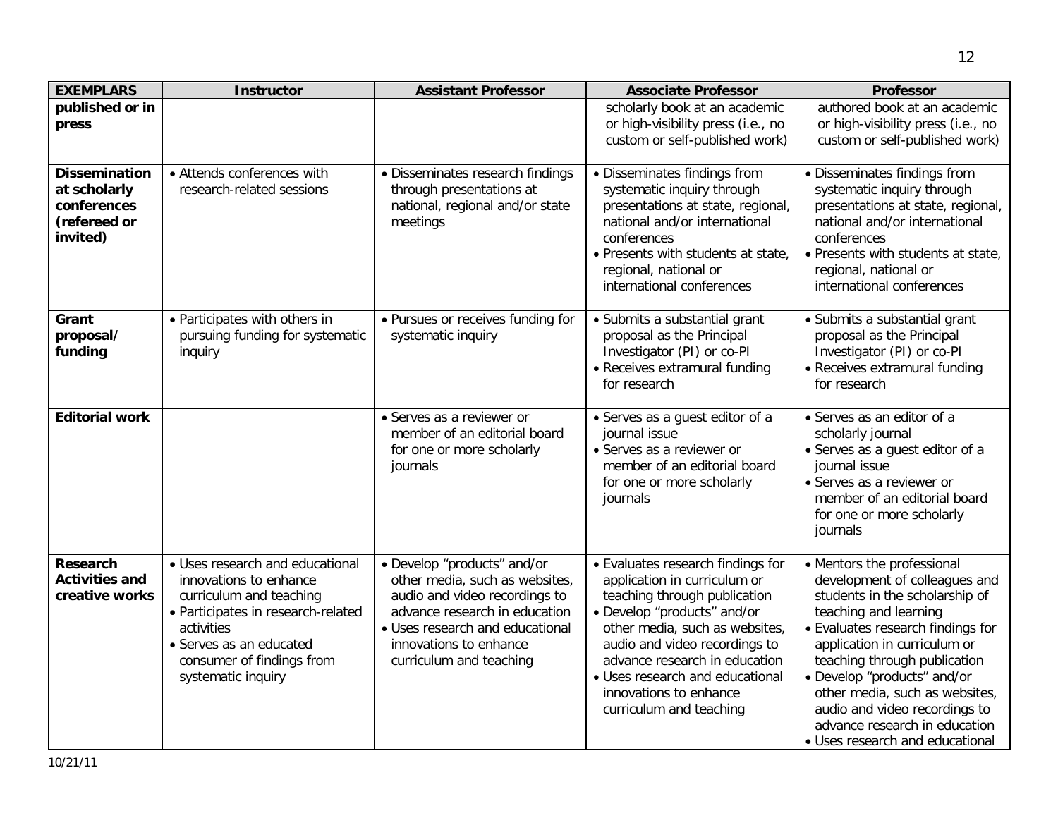| EXEMPLARS | Instructor | Assistant Professor | Associate Professor | Professor |
|---|---|---|---|---|
| **published or in press** | | | scholarly book at an academic or high-visibility press (i.e., no custom or self-published work) | authored book at an academic or high-visibility press (i.e., no custom or self-published work) |
| **Dissemination at scholarly conferences (refereed or invited)** | • Attends conferences with research-related sessions | • Disseminates research findings through presentations at national, regional and/or state meetings | • Disseminates findings from systematic inquiry through presentations at state, regional, national and/or international conferences<br>• Presents with students at state, regional, national or international conferences | • Disseminates findings from systematic inquiry through presentations at state, regional, national and/or international conferences<br>• Presents with students at state, regional, national or international conferences |
| **Grant proposal/ funding** | • Participates with others in pursuing funding for systematic inquiry | • Pursues or receives funding for systematic inquiry | • Submits a substantial grant proposal as the Principal Investigator (PI) or co-PI<br>• Receives extramural funding for research | • Submits a substantial grant proposal as the Principal Investigator (PI) or co-PI<br>• Receives extramural funding for research |
| **Editorial work** | | • Serves as a reviewer or member of an editorial board for one or more scholarly journals | • Serves as a guest editor of a journal issue<br>• Serves as a reviewer or member of an editorial board for one or more scholarly journals | • Serves as an editor of a scholarly journal<br>• Serves as a guest editor of a journal issue<br>• Serves as a reviewer or member of an editorial board for one or more scholarly journals |
| **Research Activities and creative works** | • Uses research and educational innovations to enhance curriculum and teaching<br>• Participates in research-related activities<br>• Serves as an educated consumer of findings from systematic inquiry | • Develop "products" and/or other media, such as websites, audio and video recordings to advance research in education<br>• Uses research and educational innovations to enhance curriculum and teaching | • Evaluates research findings for application in curriculum or teaching through publication<br>• Develop "products" and/or other media, such as websites, audio and video recordings to advance research in education<br>• Uses research and educational innovations to enhance curriculum and teaching | • Mentors the professional development of colleagues and students in the scholarship of teaching and learning<br>• Evaluates research findings for application in curriculum or teaching through publication<br>• Develop "products" and/or other media, such as websites, audio and video recordings to advance research in education<br>• Uses research and educational |

10/21/11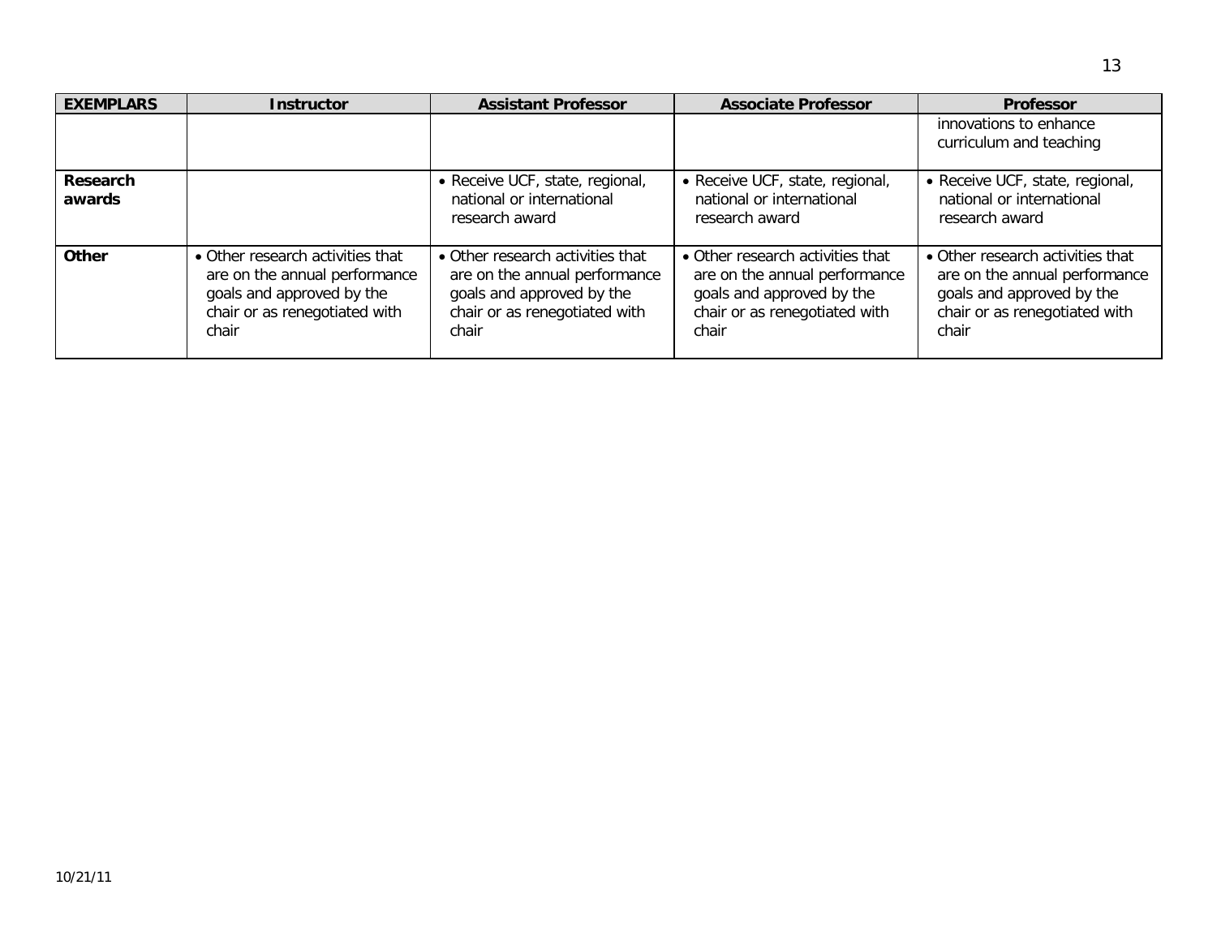| EXEMPLARS | Instructor | Assistant Professor | Associate Professor | Professor |
|---|---|---|---|---|
| | | | | innovations to enhance curriculum and teaching |
| **Research awards** | | • Receive UCF, state, regional, national or international research award | • Receive UCF, state, regional, national or international research award | • Receive UCF, state, regional, national or international research award |
| **Other** | • Other research activities that are on the annual performance goals and approved by the chair or as renegotiated with chair | • Other research activities that are on the annual performance goals and approved by the chair or as renegotiated with chair | • Other research activities that are on the annual performance goals and approved by the chair or as renegotiated with chair | • Other research activities that are on the annual performance goals and approved by the chair or as renegotiated with chair |

10/21/11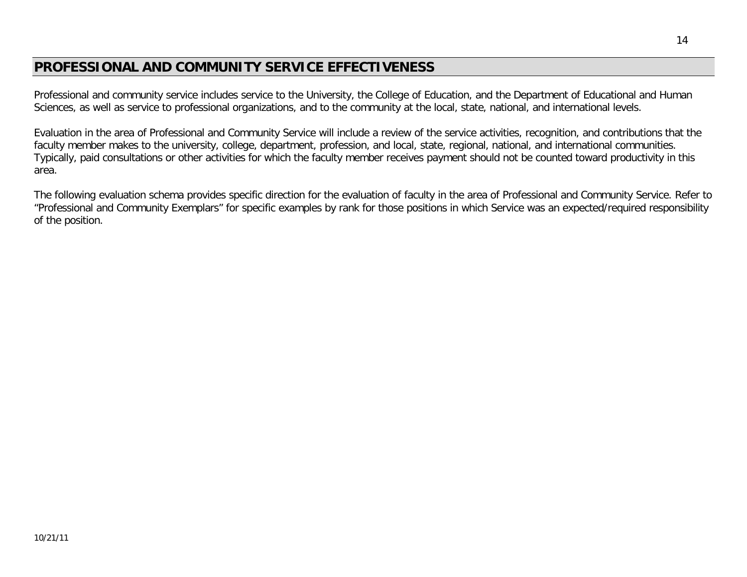# PROFESSIONAL AND COMMUNITY SERVICE EFFECTIVENESS

Professional and community service includes service to the University, the College of Education, and the Department of Educational and Human Sciences, as well as service to professional organizations, and to the community at the local, state, national, and international levels.

Evaluation in the area of Professional and Community Service will include a review of the service activities, recognition, and contributions that the faculty member makes to the university, college, department, profession, and local, state, regional, national, and international communities. Typically, paid consultations or other activities for which the faculty member receives payment should not be counted toward productivity in this area.

The following evaluation schema provides specific direction for the evaluation of faculty in the area of Professional and Community Service. Refer to "Professional and Community Exemplars" for specific examples by rank for those positions in which Service was an expected/required responsibility of the position.

10/21/11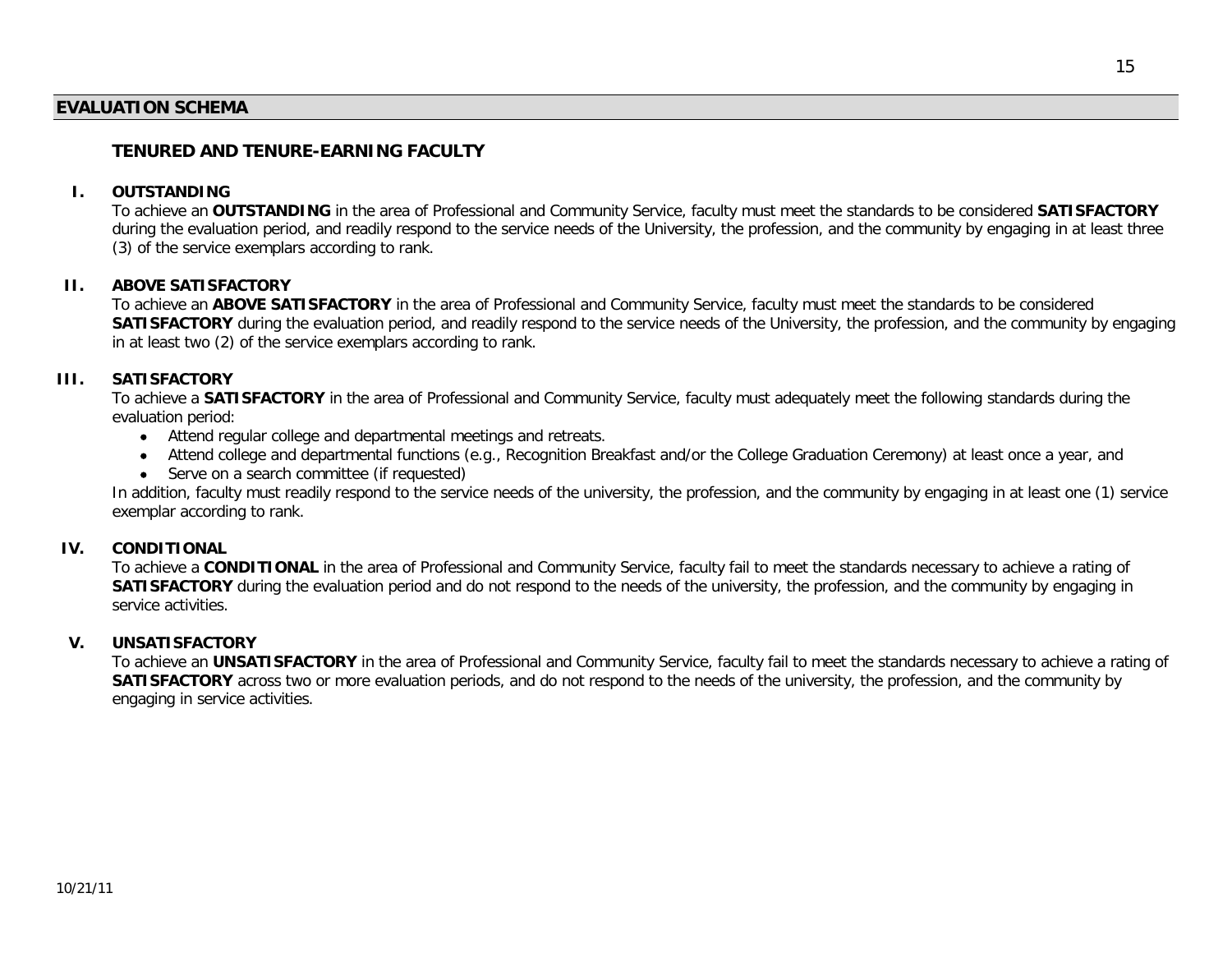## EVALUATION SCHEMA

### TENURED AND TENURE-EARNING FACULTY

**I. OUTSTANDING**

To achieve an **OUTSTANDING** in the area of Professional and Community Service, faculty must meet the standards to be considered **SATISFACTORY** during the evaluation period, and readily respond to the service needs of the University, the profession, and the community by engaging in at least three (3) of the service exemplars according to rank.

**II. ABOVE SATISFACTORY**

To achieve an **ABOVE SATISFACTORY** in the area of Professional and Community Service, faculty must meet the standards to be considered **SATISFACTORY** during the evaluation period, and readily respond to the service needs of the University, the profession, and the community by engaging in at least two (2) of the service exemplars according to rank.

**III. SATISFACTORY**

To achieve a **SATISFACTORY** in the area of Professional and Community Service, faculty must adequately meet the following standards during the evaluation period:

- Attend regular college and departmental meetings and retreats.
- Attend college and departmental functions (e.g., Recognition Breakfast and/or the College Graduation Ceremony) at least once a year, and
- Serve on a search committee (if requested)

In addition, faculty must readily respond to the service needs of the university, the profession, and the community by engaging in at least one (1) service exemplar according to rank.

**IV. CONDITIONAL**

To achieve a **CONDITIONAL** in the area of Professional and Community Service, faculty fail to meet the standards necessary to achieve a rating of **SATISFACTORY** during the evaluation period and do not respond to the needs of the university, the profession, and the community by engaging in service activities.

**V. UNSATISFACTORY**

To achieve an **UNSATISFACTORY** in the area of Professional and Community Service, faculty fail to meet the standards necessary to achieve a rating of **SATISFACTORY** across two or more evaluation periods, and do not respond to the needs of the university, the profession, and the community by engaging in service activities.

10/21/11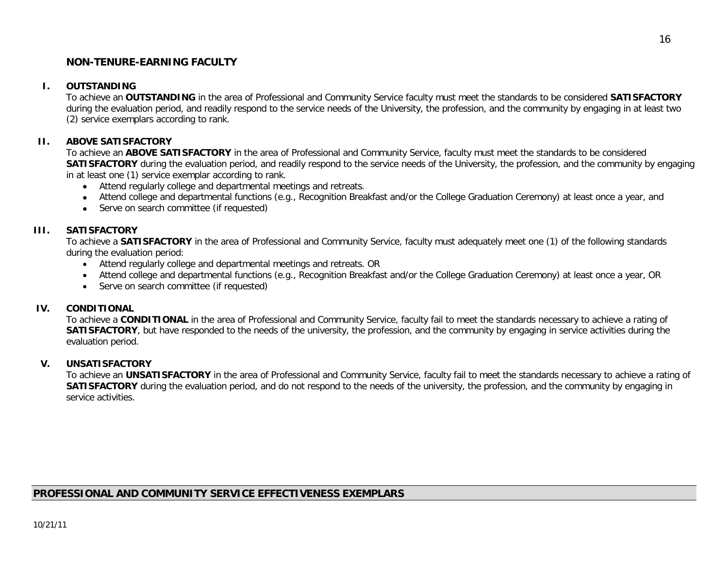## NON-TENURE-EARNING FACULTY

### I. OUTSTANDING

To achieve an **OUTSTANDING** in the area of Professional and Community Service faculty must meet the standards to be considered **SATISFACTORY** during the evaluation period, and readily respond to the service needs of the University, the profession, and the community by engaging in at least two (2) service exemplars according to rank.

### II. ABOVE SATISFACTORY

To achieve an **ABOVE SATISFACTORY** in the area of Professional and Community Service, faculty must meet the standards to be considered **SATISFACTORY** during the evaluation period, and readily respond to the service needs of the University, the profession, and the community by engaging in at least one (1) service exemplar according to rank.

- Attend regularly college and departmental meetings and retreats.
- Attend college and departmental functions (e.g., Recognition Breakfast and/or the College Graduation Ceremony) at least once a year, and
- Serve on search committee (if requested)

### III. SATISFACTORY

To achieve a **SATISFACTORY** in the area of Professional and Community Service, faculty must adequately meet one (1) of the following standards during the evaluation period:

- Attend regularly college and departmental meetings and retreats. OR
- Attend college and departmental functions (e.g., Recognition Breakfast and/or the College Graduation Ceremony) at least once a year, OR
- Serve on search committee (if requested)

### IV. CONDITIONAL

To achieve a **CONDITIONAL** in the area of Professional and Community Service, faculty fail to meet the standards necessary to achieve a rating of **SATISFACTORY**, but have responded to the needs of the university, the profession, and the community by engaging in service activities during the evaluation period.

### V. UNSATISFACTORY

To achieve an **UNSATISFACTORY** in the area of Professional and Community Service, faculty fail to meet the standards necessary to achieve a rating of **SATISFACTORY** during the evaluation period, and do not respond to the needs of the university, the profession, and the community by engaging in service activities.

## PROFESSIONAL AND COMMUNITY SERVICE EFFECTIVENESS EXEMPLARS

10/21/11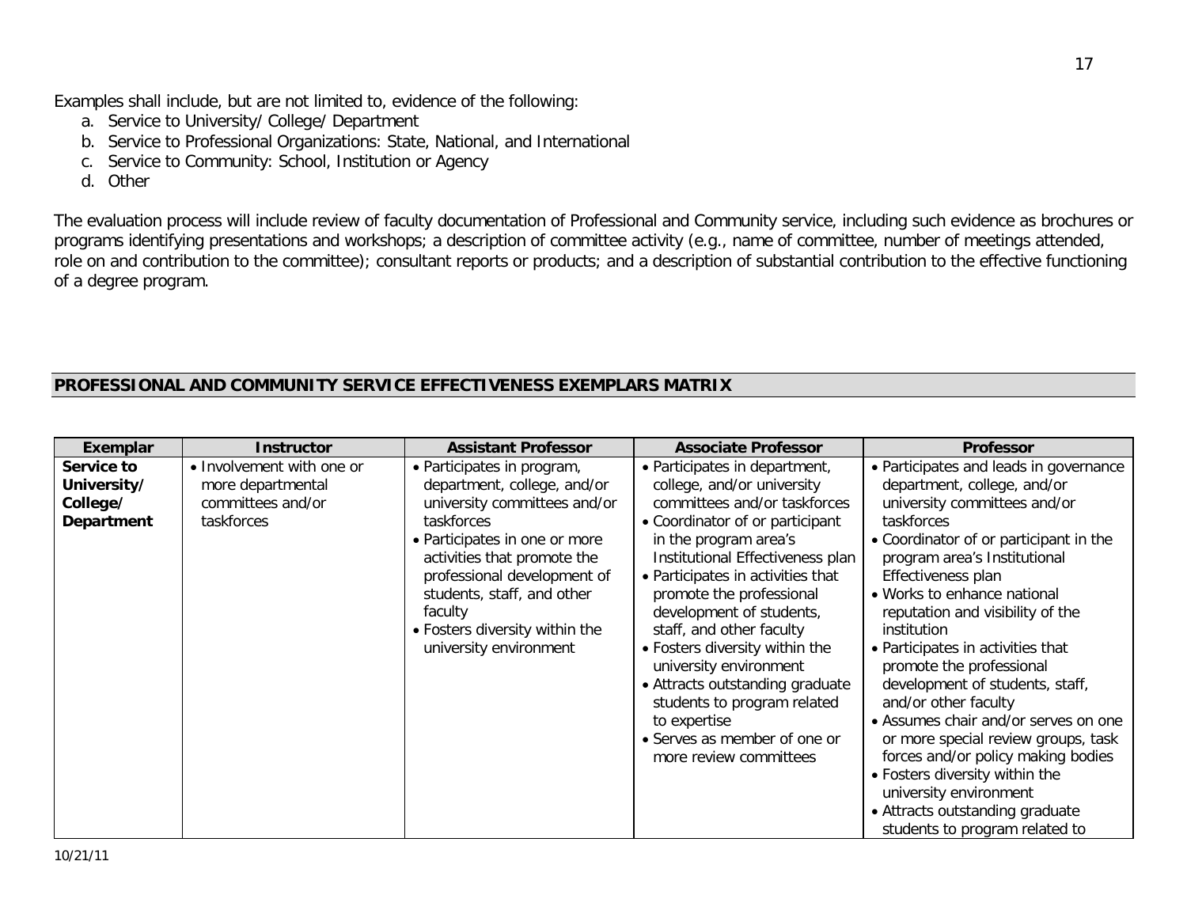Examples shall include, but are not limited to, evidence of the following:

a. Service to University/ College/ Department
b. Service to Professional Organizations: State, National, and International
c. Service to Community: School, Institution or Agency
d. Other

The evaluation process will include review of faculty documentation of Professional and Community service, including such evidence as brochures or programs identifying presentations and workshops; a description of committee activity (e.g., name of committee, number of meetings attended, role on and contribution to the committee); consultant reports or products; and a description of substantial contribution to the effective functioning of a degree program.

## PROFESSIONAL AND COMMUNITY SERVICE EFFECTIVENESS EXEMPLARS MATRIX

| Exemplar | Instructor | Assistant Professor | Associate Professor | Professor |
|---|---|---|---|---|
| **Service to University/ College/ Department** | • Involvement with one or more departmental committees and/or taskforces | • Participates in program, department, college, and/or university committees and/or taskforces<br>• Participates in one or more activities that promote the professional development of students, staff, and other faculty<br>• Fosters diversity within the university environment | • Participates in department, college, and/or university committees and/or taskforces<br>• Coordinator of or participant in the program area's Institutional Effectiveness plan<br>• Participates in activities that promote the professional development of students, staff, and other faculty<br>• Fosters diversity within the university environment<br>• Attracts outstanding graduate students to program related to expertise<br>• Serves as member of one or more review committees | • Participates and leads in governance department, college, and/or university committees and/or taskforces<br>• Coordinator of or participant in the program area's Institutional Effectiveness plan<br>• Works to enhance national reputation and visibility of the institution<br>• Participates in activities that promote the professional development of students, staff, and/or other faculty<br>• Assumes chair and/or serves on one or more special review groups, task forces and/or policy making bodies<br>• Fosters diversity within the university environment<br>• Attracts outstanding graduate students to program related to |

10/21/11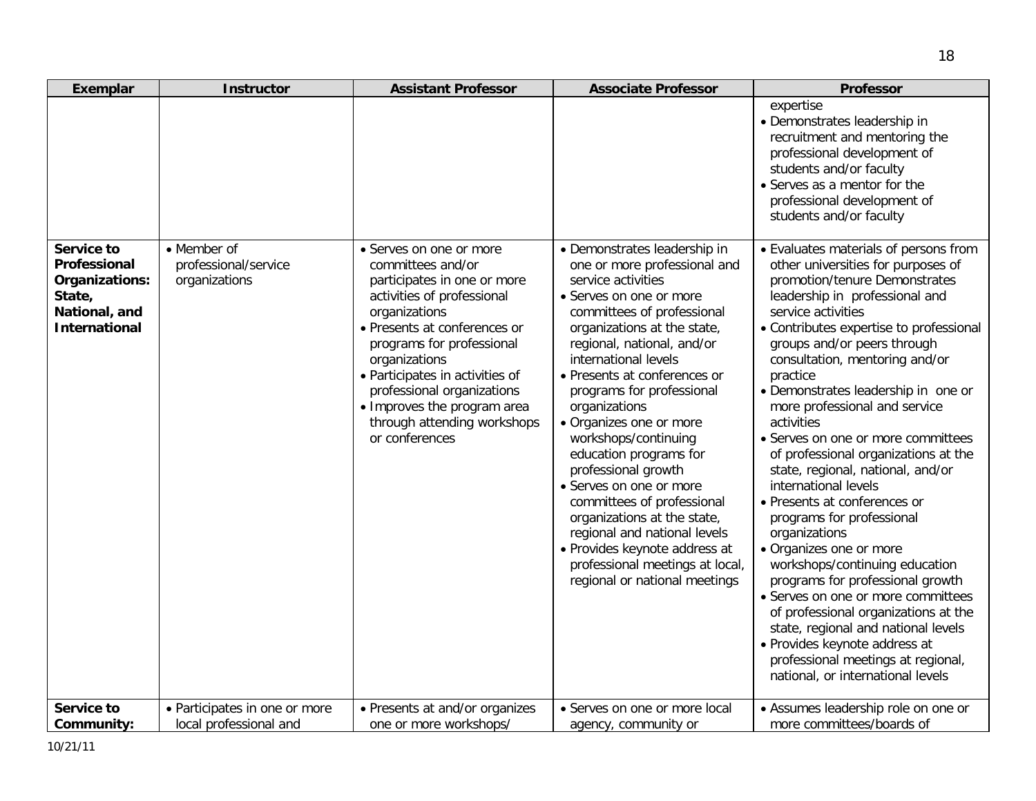| Exemplar | Instructor | Assistant Professor | Associate Professor | Professor |
|---|---|---|---|---|
| | | | | expertise<br>• Demonstrates leadership in recruitment and mentoring the professional development of students and/or faculty<br>• Serves as a mentor for the professional development of students and/or faculty |
| **Service to Professional Organizations: State, National, and International** | • Member of professional/service organizations | • Serves on one or more committees and/or participates in one or more activities of professional organizations<br>• Presents at conferences or programs for professional organizations<br>• Participates in activities of professional organizations<br>• Improves the program area through attending workshops or conferences | • Demonstrates leadership in one or more professional and service activities<br>• Serves on one or more committees of professional organizations at the state, regional, national, and/or international levels<br>• Presents at conferences or programs for professional organizations<br>• Organizes one or more workshops/continuing education programs for professional growth<br>• Serves on one or more committees of professional organizations at the state, regional and national levels<br>• Provides keynote address at professional meetings at local, regional or national meetings | • Evaluates materials of persons from other universities for purposes of promotion/tenure Demonstrates leadership in professional and service activities<br>• Contributes expertise to professional groups and/or peers through consultation, mentoring and/or practice<br>• Demonstrates leadership in one or more professional and service activities<br>• Serves on one or more committees of professional organizations at the state, regional, national, and/or international levels<br>• Presents at conferences or programs for professional organizations<br>• Organizes one or more workshops/continuing education programs for professional growth<br>• Serves on one or more committees of professional organizations at the state, regional and national levels<br>• Provides keynote address at professional meetings at regional, national, or international levels |
| **Service to Community:** | • Participates in one or more local professional and | • Presents at and/or organizes one or more workshops/ | • Serves on one or more local agency, community or | • Assumes leadership role on one or more committees/boards of |

10/21/11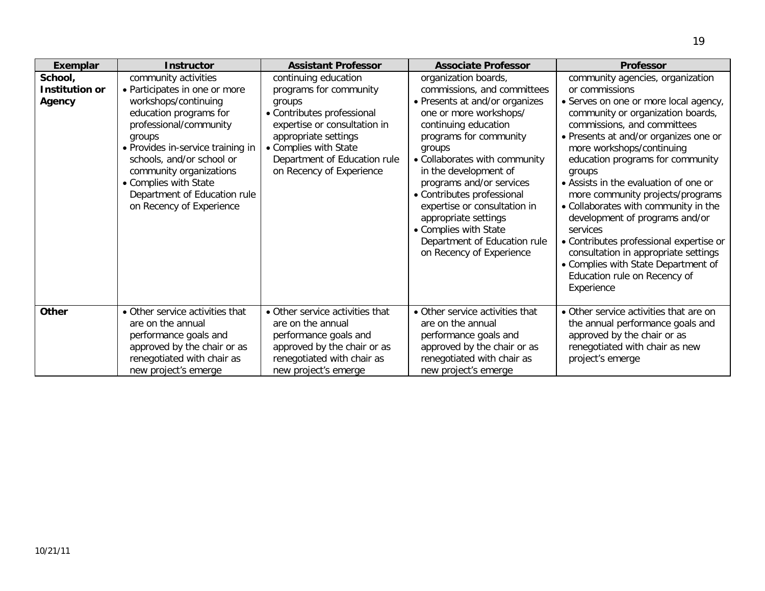| Exemplar | Instructor | Assistant Professor | Associate Professor | Professor |
|---|---|---|---|---|
| **School, Institution or Agency** | community activities<br>• Participates in one or more workshops/continuing education programs for professional/community groups<br>• Provides in-service training in schools, and/or school or community organizations<br>• Complies with State Department of Education rule on Recency of Experience | continuing education programs for community groups<br>• Contributes professional expertise or consultation in appropriate settings<br>• Complies with State Department of Education rule on Recency of Experience | organization boards, commissions, and committees<br>• Presents at and/or organizes one or more workshops/ continuing education programs for community groups<br>• Collaborates with community in the development of programs and/or services<br>• Contributes professional expertise or consultation in appropriate settings<br>• Complies with State Department of Education rule on Recency of Experience | community agencies, organization or commissions<br>• Serves on one or more local agency, community or organization boards, commissions, and committees<br>• Presents at and/or organizes one or more workshops/continuing education programs for community groups<br>• Assists in the evaluation of one or more community projects/programs<br>• Collaborates with community in the development of programs and/or services<br>• Contributes professional expertise or consultation in appropriate settings<br>• Complies with State Department of Education rule on Recency of Experience |
| **Other** | • Other service activities that are on the annual performance goals and approved by the chair or as renegotiated with chair as new project's emerge | • Other service activities that are on the annual performance goals and approved by the chair or as renegotiated with chair as new project's emerge | • Other service activities that are on the annual performance goals and approved by the chair or as renegotiated with chair as new project's emerge | • Other service activities that are on the annual performance goals and approved by the chair or as renegotiated with chair as new project's emerge |

10/21/11